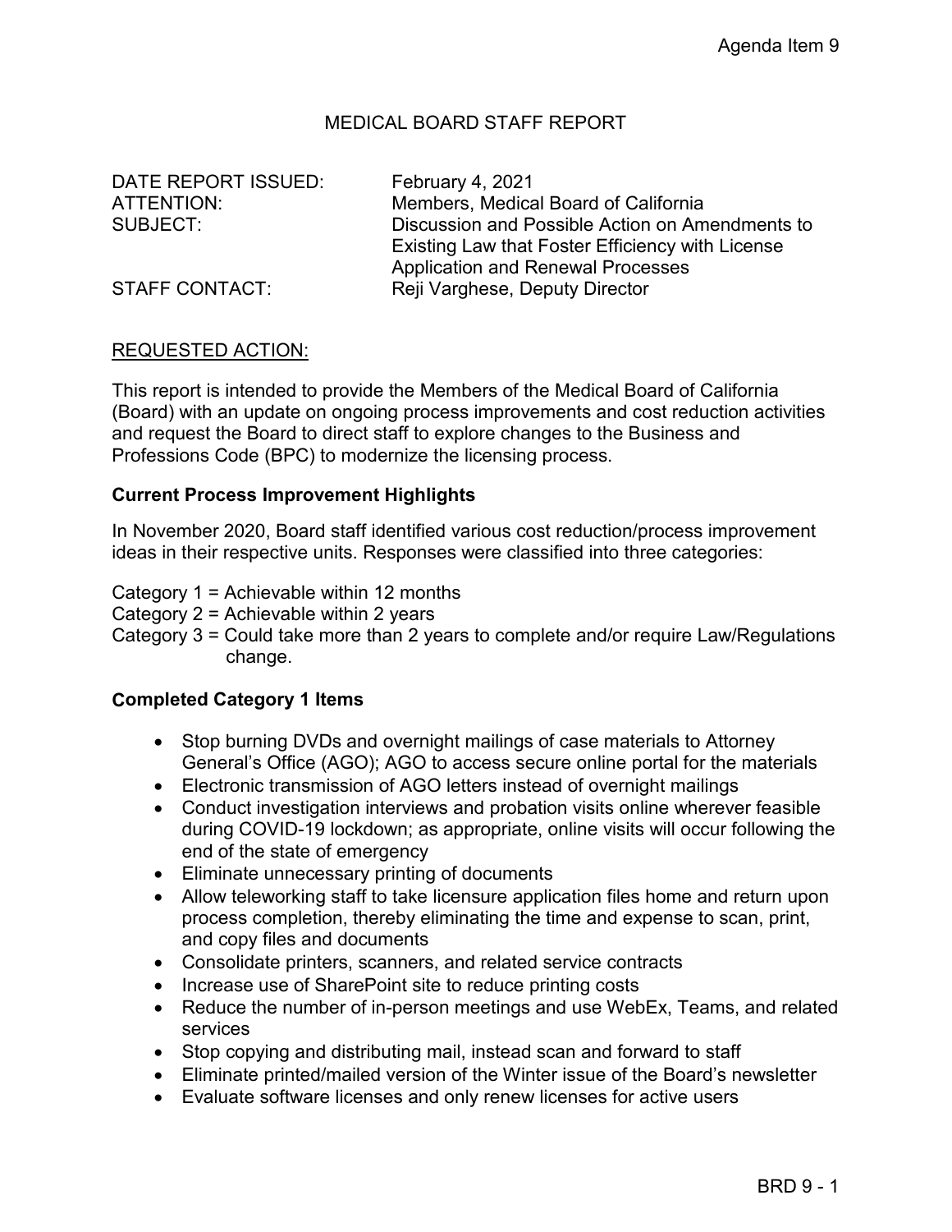# MEDICAL BOARD STAFF REPORT

DATE REPORT ISSUED: February 4, 2021
ATTENTION: Members, Medical Board of California
SUBJECT: Discussion and Possible Action on Amendments to Existing Law that Foster Efficiency with License Application and Renewal Processes
STAFF CONTACT: Reji Varghese, Deputy Director

## REQUESTED ACTION:

This report is intended to provide the Members of the Medical Board of California (Board) with an update on ongoing process improvements and cost reduction activities and request the Board to direct staff to explore changes to the Business and Professions Code (BPC) to modernize the licensing process.

### Current Process Improvement Highlights

In November 2020, Board staff identified various cost reduction/process improvement ideas in their respective units. Responses were classified into three categories:

Category 1 = Achievable within 12 months
Category 2 = Achievable within 2 years
Category 3 = Could take more than 2 years to complete and/or require Law/Regulations change.

### Completed Category 1 Items

- Stop burning DVDs and overnight mailings of case materials to Attorney General's Office (AGO); AGO to access secure online portal for the materials
- Electronic transmission of AGO letters instead of overnight mailings
- Conduct investigation interviews and probation visits online wherever feasible during COVID-19 lockdown; as appropriate, online visits will occur following the end of the state of emergency
- Eliminate unnecessary printing of documents
- Allow teleworking staff to take licensure application files home and return upon process completion, thereby eliminating the time and expense to scan, print, and copy files and documents
- Consolidate printers, scanners, and related service contracts
- Increase use of SharePoint site to reduce printing costs
- Reduce the number of in-person meetings and use WebEx, Teams, and related services
- Stop copying and distributing mail, instead scan and forward to staff
- Eliminate printed/mailed version of the Winter issue of the Board's newsletter
- Evaluate software licenses and only renew licenses for active users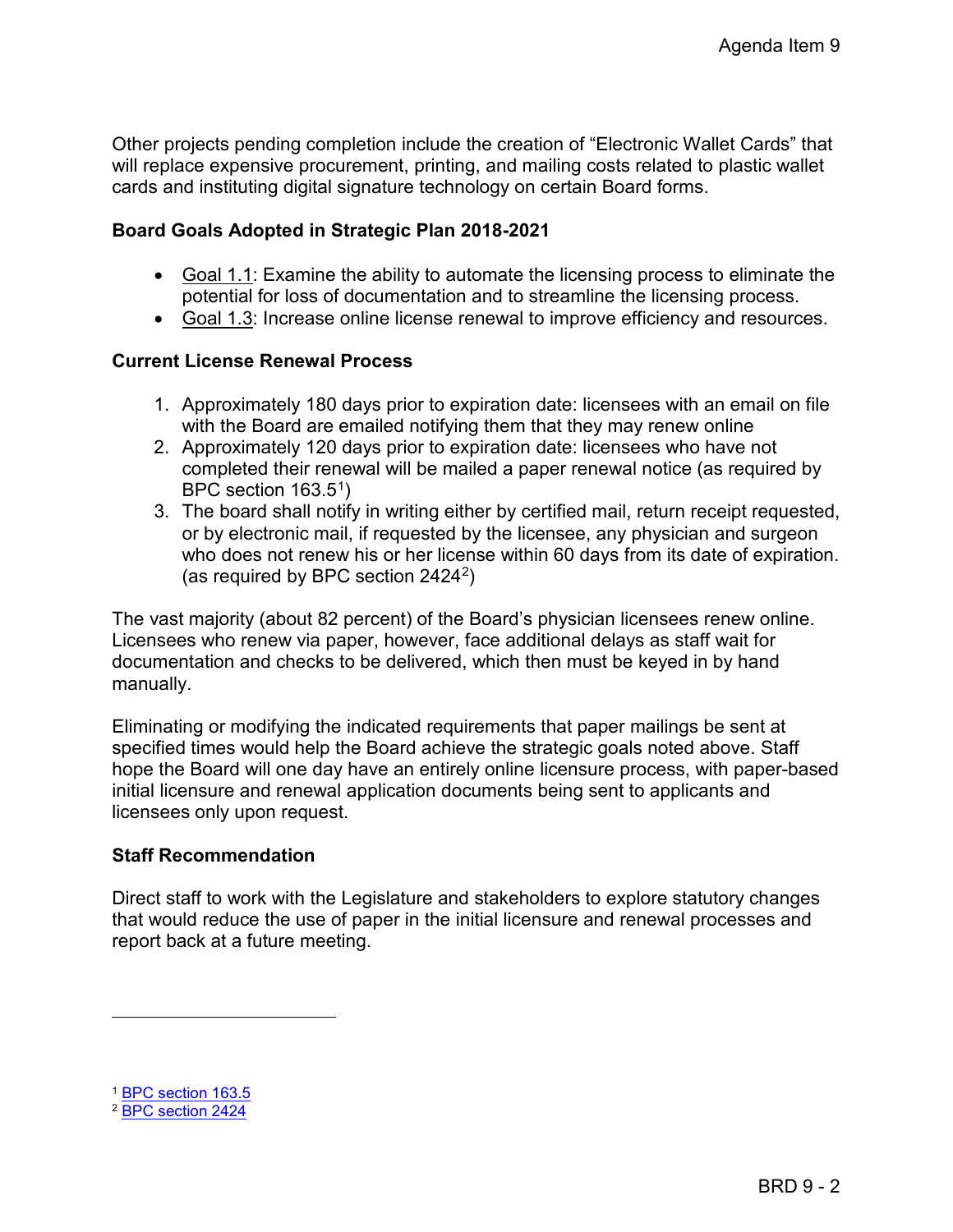Other projects pending completion include the creation of "Electronic Wallet Cards" that will replace expensive procurement, printing, and mailing costs related to plastic wallet cards and instituting digital signature technology on certain Board forms.

**Board Goals Adopted in Strategic Plan 2018-2021**

- Goal 1.1: Examine the ability to automate the licensing process to eliminate the potential for loss of documentation and to streamline the licensing process.
- Goal 1.3: Increase online license renewal to improve efficiency and resources.

**Current License Renewal Process**

1. Approximately 180 days prior to expiration date: licensees with an email on file with the Board are emailed notifying them that they may renew online
2. Approximately 120 days prior to expiration date: licensees who have not completed their renewal will be mailed a paper renewal notice (as required by BPC section 163.5[1])
3. The board shall notify in writing either by certified mail, return receipt requested, or by electronic mail, if requested by the licensee, any physician and surgeon who does not renew his or her license within 60 days from its date of expiration. (as required by BPC section 2424[2])

The vast majority (about 82 percent) of the Board's physician licensees renew online. Licensees who renew via paper, however, face additional delays as staff wait for documentation and checks to be delivered, which then must be keyed in by hand manually.

Eliminating or modifying the indicated requirements that paper mailings be sent at specified times would help the Board achieve the strategic goals noted above. Staff hope the Board will one day have an entirely online licensure process, with paper-based initial licensure and renewal application documents being sent to applicants and licensees only upon request.

**Staff Recommendation**

Direct staff to work with the Legislature and stakeholders to explore statutory changes that would reduce the use of paper in the initial licensure and renewal processes and report back at a future meeting.

---

[1] BPC section 163.5
[2] BPC section 2424